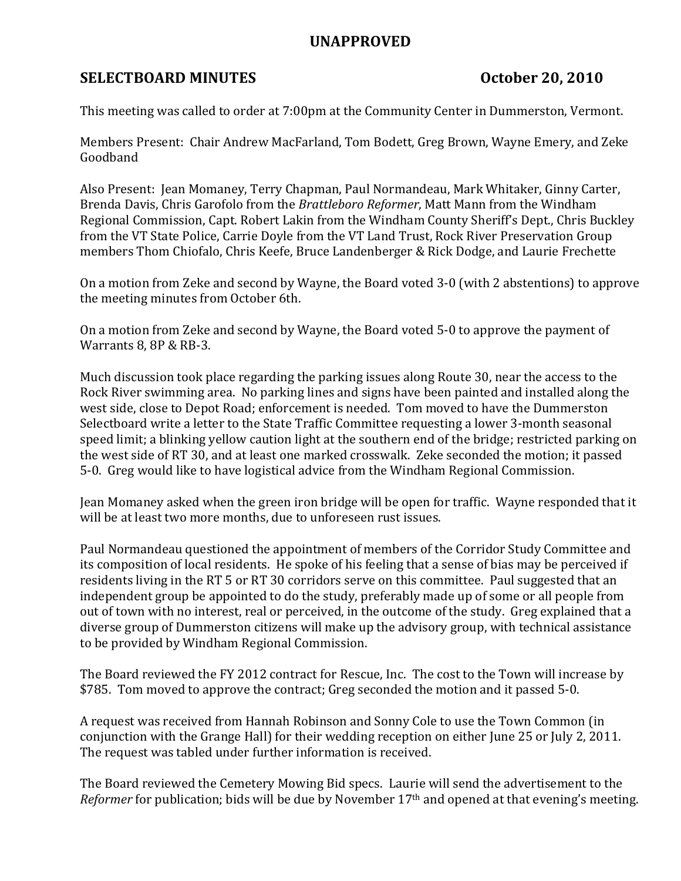# UNAPPROVED

## SELECTBOARD MINUTES October 20, 2010

This meeting was called to order at 7:00pm at the Community Center in Dummerston, Vermont.

Members Present: Chair Andrew MacFarland, Tom Bodett, Greg Brown, Wayne Emery, and Zeke Goodband

Also Present: Jean Momaney, Terry Chapman, Paul Normandeau, Mark Whitaker, Ginny Carter, Brenda Davis, Chris Garofolo from the *Brattleboro Reformer*, Matt Mann from the Windham Regional Commission, Capt. Robert Lakin from the Windham County Sheriff's Dept., Chris Buckley from the VT State Police, Carrie Doyle from the VT Land Trust, Rock River Preservation Group members Thom Chiofalo, Chris Keefe, Bruce Landenberger & Rick Dodge, and Laurie Frechette

On a motion from Zeke and second by Wayne, the Board voted 3-0 (with 2 abstentions) to approve the meeting minutes from October 6th.

On a motion from Zeke and second by Wayne, the Board voted 5-0 to approve the payment of Warrants 8, 8P & RB-3.

Much discussion took place regarding the parking issues along Route 30, near the access to the Rock River swimming area. No parking lines and signs have been painted and installed along the west side, close to Depot Road; enforcement is needed. Tom moved to have the Dummerston Selectboard write a letter to the State Traffic Committee requesting a lower 3-month seasonal speed limit; a blinking yellow caution light at the southern end of the bridge; restricted parking on the west side of RT 30, and at least one marked crosswalk. Zeke seconded the motion; it passed 5-0. Greg would like to have logistical advice from the Windham Regional Commission.

Jean Momaney asked when the green iron bridge will be open for traffic. Wayne responded that it will be at least two more months, due to unforeseen rust issues.

Paul Normandeau questioned the appointment of members of the Corridor Study Committee and its composition of local residents. He spoke of his feeling that a sense of bias may be perceived if residents living in the RT 5 or RT 30 corridors serve on this committee. Paul suggested that an independent group be appointed to do the study, preferably made up of some or all people from out of town with no interest, real or perceived, in the outcome of the study. Greg explained that a diverse group of Dummerston citizens will make up the advisory group, with technical assistance to be provided by Windham Regional Commission.

The Board reviewed the FY 2012 contract for Rescue, Inc. The cost to the Town will increase by $785. Tom moved to approve the contract; Greg seconded the motion and it passed 5-0.

A request was received from Hannah Robinson and Sonny Cole to use the Town Common (in conjunction with the Grange Hall) for their wedding reception on either June 25 or July 2, 2011. The request was tabled under further information is received.

The Board reviewed the Cemetery Mowing Bid specs. Laurie will send the advertisement to the *Reformer* for publication; bids will be due by November 17th and opened at that evening's meeting.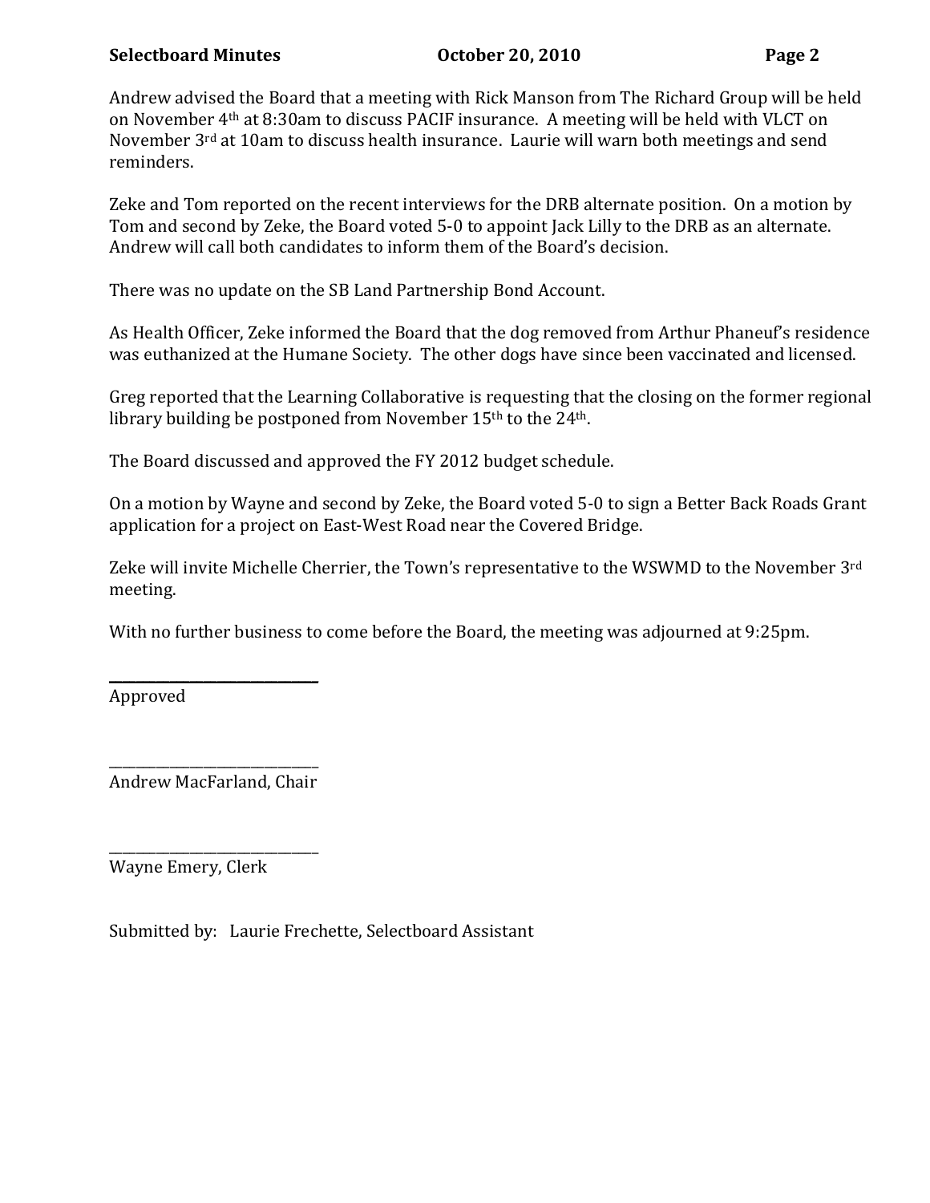Andrew advised the Board that a meeting with Rick Manson from The Richard Group will be held on November 4th at 8:30am to discuss PACIF insurance. A meeting will be held with VLCT on November 3rd at 10am to discuss health insurance. Laurie will warn both meetings and send reminders.

Zeke and Tom reported on the recent interviews for the DRB alternate position. On a motion by Tom and second by Zeke, the Board voted 5-0 to appoint Jack Lilly to the DRB as an alternate. Andrew will call both candidates to inform them of the Board's decision.

There was no update on the SB Land Partnership Bond Account.

As Health Officer, Zeke informed the Board that the dog removed from Arthur Phaneuf's residence was euthanized at the Humane Society. The other dogs have since been vaccinated and licensed.

Greg reported that the Learning Collaborative is requesting that the closing on the former regional library building be postponed from November 15th to the 24th.

The Board discussed and approved the FY 2012 budget schedule.

On a motion by Wayne and second by Zeke, the Board voted 5-0 to sign a Better Back Roads Grant application for a project on East-West Road near the Covered Bridge.

Zeke will invite Michelle Cherrier, the Town's representative to the WSWMD to the November 3rd meeting.

With no further business to come before the Board, the meeting was adjourned at 9:25pm.

______________________________
Approved

______________________________
Andrew MacFarland, Chair

______________________________
Wayne Emery, Clerk

Submitted by: Laurie Frechette, Selectboard Assistant